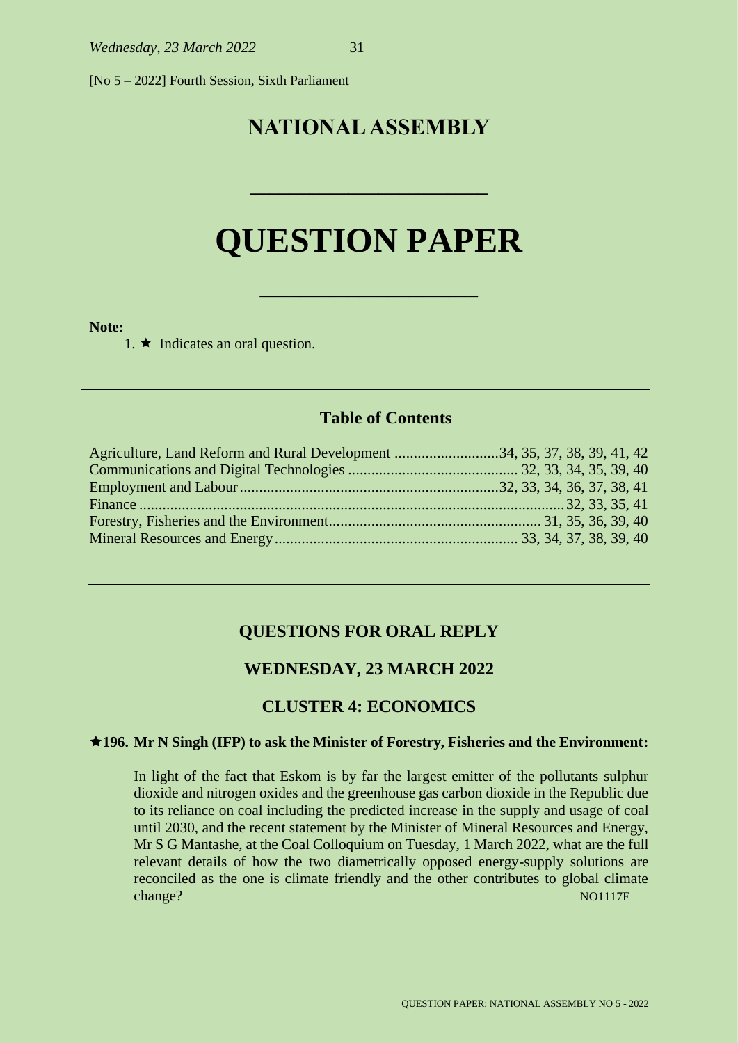[No 5 – 2022] Fourth Session, Sixth Parliament

# NATIONAL ASSEMBLY

# QUESTION PAPER

**Note:**

1. ★ Indicates an oral question.

## Table of Contents

| | |
|---|---|
| Agriculture, Land Reform and Rural Development | 34, 35, 37, 38, 39, 41, 42 |
| Communications and Digital Technologies | 32, 33, 34, 35, 39, 40 |
| Employment and Labour | 32, 33, 34, 36, 37, 38, 41 |
| Finance | 32, 33, 35, 41 |
| Forestry, Fisheries and the Environment | 31, 35, 36, 39, 40 |
| Mineral Resources and Energy | 33, 34, 37, 38, 39, 40 |

## QUESTIONS FOR ORAL REPLY

## WEDNESDAY, 23 MARCH 2022

## CLUSTER 4: ECONOMICS

**★196. Mr N Singh (IFP) to ask the Minister of Forestry, Fisheries and the Environment:**

In light of the fact that Eskom is by far the largest emitter of the pollutants sulphur dioxide and nitrogen oxides and the greenhouse gas carbon dioxide in the Republic due to its reliance on coal including the predicted increase in the supply and usage of coal until 2030, and the recent statement by the Minister of Mineral Resources and Energy, Mr S G Mantashe, at the Coal Colloquium on Tuesday, 1 March 2022, what are the full relevant details of how the two diametrically opposed energy-supply solutions are reconciled as the one is climate friendly and the other contributes to global climate change? NO1117E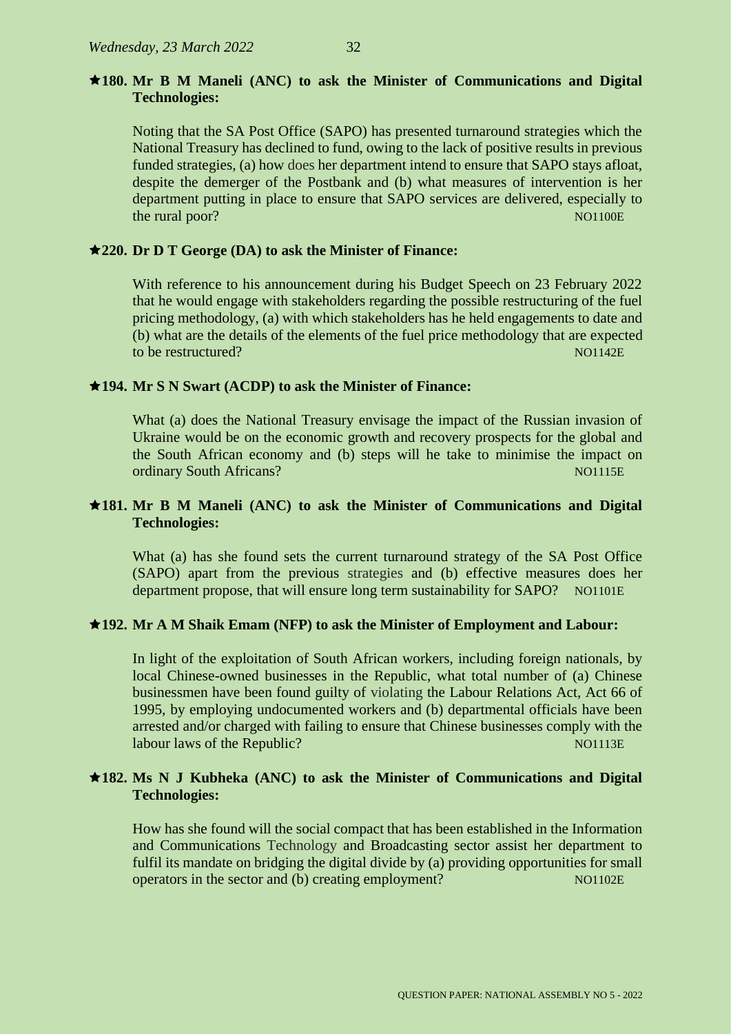★**180. Mr B M Maneli (ANC) to ask the Minister of Communications and Digital Technologies:**

Noting that the SA Post Office (SAPO) has presented turnaround strategies which the National Treasury has declined to fund, owing to the lack of positive results in previous funded strategies, (a) how does her department intend to ensure that SAPO stays afloat, despite the demerger of the Postbank and (b) what measures of intervention is her department putting in place to ensure that SAPO services are delivered, especially to the rural poor? NO1100E

★**220. Dr D T George (DA) to ask the Minister of Finance:**

With reference to his announcement during his Budget Speech on 23 February 2022 that he would engage with stakeholders regarding the possible restructuring of the fuel pricing methodology, (a) with which stakeholders has he held engagements to date and (b) what are the details of the elements of the fuel price methodology that are expected to be restructured? NO1142E

★**194. Mr S N Swart (ACDP) to ask the Minister of Finance:**

What (a) does the National Treasury envisage the impact of the Russian invasion of Ukraine would be on the economic growth and recovery prospects for the global and the South African economy and (b) steps will he take to minimise the impact on ordinary South Africans? NO1115E

★**181. Mr B M Maneli (ANC) to ask the Minister of Communications and Digital Technologies:**

What (a) has she found sets the current turnaround strategy of the SA Post Office (SAPO) apart from the previous strategies and (b) effective measures does her department propose, that will ensure long term sustainability for SAPO? NO1101E

★**192. Mr A M Shaik Emam (NFP) to ask the Minister of Employment and Labour:**

In light of the exploitation of South African workers, including foreign nationals, by local Chinese-owned businesses in the Republic, what total number of (a) Chinese businessmen have been found guilty of violating the Labour Relations Act, Act 66 of 1995, by employing undocumented workers and (b) departmental officials have been arrested and/or charged with failing to ensure that Chinese businesses comply with the labour laws of the Republic? NO1113E

★**182. Ms N J Kubheka (ANC) to ask the Minister of Communications and Digital Technologies:**

How has she found will the social compact that has been established in the Information and Communications Technology and Broadcasting sector assist her department to fulfil its mandate on bridging the digital divide by (a) providing opportunities for small operators in the sector and (b) creating employment? NO1102E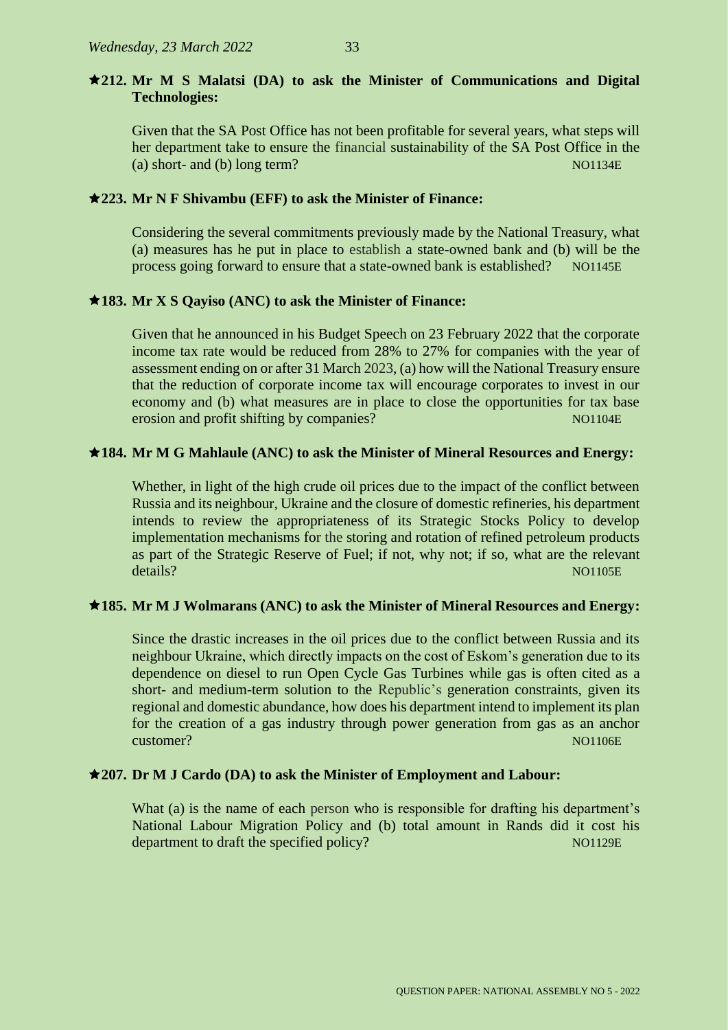**★212. Mr M S Malatsi (DA) to ask the Minister of Communications and Digital Technologies:**

Given that the SA Post Office has not been profitable for several years, what steps will her department take to ensure the financial sustainability of the SA Post Office in the (a) short- and (b) long term? NO1134E

**★223. Mr N F Shivambu (EFF) to ask the Minister of Finance:**

Considering the several commitments previously made by the National Treasury, what (a) measures has he put in place to establish a state-owned bank and (b) will be the process going forward to ensure that a state-owned bank is established? NO1145E

**★183. Mr X S Qayiso (ANC) to ask the Minister of Finance:**

Given that he announced in his Budget Speech on 23 February 2022 that the corporate income tax rate would be reduced from 28% to 27% for companies with the year of assessment ending on or after 31 March 2023, (a) how will the National Treasury ensure that the reduction of corporate income tax will encourage corporates to invest in our economy and (b) what measures are in place to close the opportunities for tax base erosion and profit shifting by companies? NO1104E

**★184. Mr M G Mahlaule (ANC) to ask the Minister of Mineral Resources and Energy:**

Whether, in light of the high crude oil prices due to the impact of the conflict between Russia and its neighbour, Ukraine and the closure of domestic refineries, his department intends to review the appropriateness of its Strategic Stocks Policy to develop implementation mechanisms for the storing and rotation of refined petroleum products as part of the Strategic Reserve of Fuel; if not, why not; if so, what are the relevant details? NO1105E

**★185. Mr M J Wolmarans (ANC) to ask the Minister of Mineral Resources and Energy:**

Since the drastic increases in the oil prices due to the conflict between Russia and its neighbour Ukraine, which directly impacts on the cost of Eskom's generation due to its dependence on diesel to run Open Cycle Gas Turbines while gas is often cited as a short- and medium-term solution to the Republic's generation constraints, given its regional and domestic abundance, how does his department intend to implement its plan for the creation of a gas industry through power generation from gas as an anchor customer? NO1106E

**★207. Dr M J Cardo (DA) to ask the Minister of Employment and Labour:**

What (a) is the name of each person who is responsible for drafting his department's National Labour Migration Policy and (b) total amount in Rands did it cost his department to draft the specified policy? NO1129E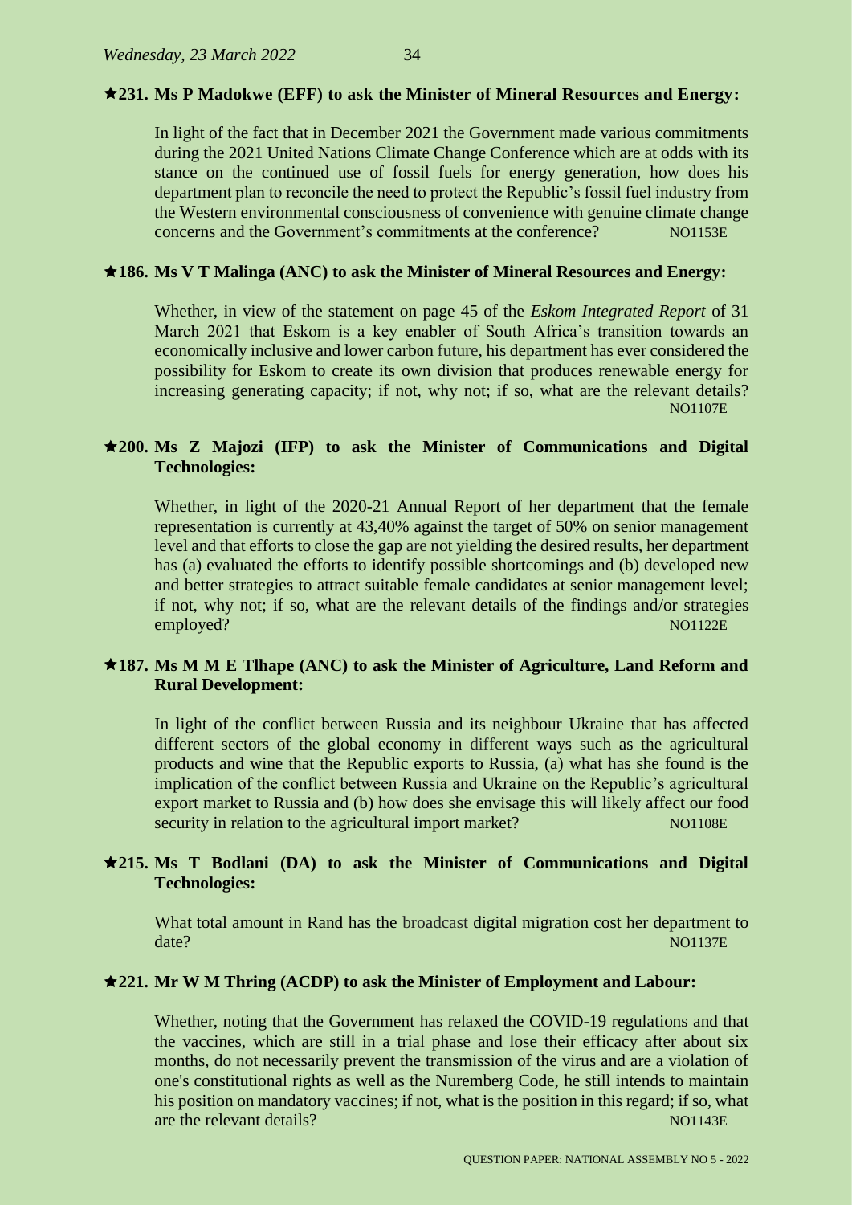**★231. Ms P Madokwe (EFF) to ask the Minister of Mineral Resources and Energy:**

In light of the fact that in December 2021 the Government made various commitments during the 2021 United Nations Climate Change Conference which are at odds with its stance on the continued use of fossil fuels for energy generation, how does his department plan to reconcile the need to protect the Republic's fossil fuel industry from the Western environmental consciousness of convenience with genuine climate change concerns and the Government's commitments at the conference? NO1153E

**★186. Ms V T Malinga (ANC) to ask the Minister of Mineral Resources and Energy:**

Whether, in view of the statement on page 45 of the *Eskom Integrated Report* of 31 March 2021 that Eskom is a key enabler of South Africa's transition towards an economically inclusive and lower carbon future, his department has ever considered the possibility for Eskom to create its own division that produces renewable energy for increasing generating capacity; if not, why not; if so, what are the relevant details? NO1107E

**★200. Ms Z Majozi (IFP) to ask the Minister of Communications and Digital Technologies:**

Whether, in light of the 2020-21 Annual Report of her department that the female representation is currently at 43,40% against the target of 50% on senior management level and that efforts to close the gap are not yielding the desired results, her department has (a) evaluated the efforts to identify possible shortcomings and (b) developed new and better strategies to attract suitable female candidates at senior management level; if not, why not; if so, what are the relevant details of the findings and/or strategies employed? NO1122E

**★187. Ms M M E Tlhape (ANC) to ask the Minister of Agriculture, Land Reform and Rural Development:**

In light of the conflict between Russia and its neighbour Ukraine that has affected different sectors of the global economy in different ways such as the agricultural products and wine that the Republic exports to Russia, (a) what has she found is the implication of the conflict between Russia and Ukraine on the Republic's agricultural export market to Russia and (b) how does she envisage this will likely affect our food security in relation to the agricultural import market? NO1108E

**★215. Ms T Bodlani (DA) to ask the Minister of Communications and Digital Technologies:**

What total amount in Rand has the broadcast digital migration cost her department to date? NO1137E

**★221. Mr W M Thring (ACDP) to ask the Minister of Employment and Labour:**

Whether, noting that the Government has relaxed the COVID-19 regulations and that the vaccines, which are still in a trial phase and lose their efficacy after about six months, do not necessarily prevent the transmission of the virus and are a violation of one's constitutional rights as well as the Nuremberg Code, he still intends to maintain his position on mandatory vaccines; if not, what is the position in this regard; if so, what are the relevant details? NO1143E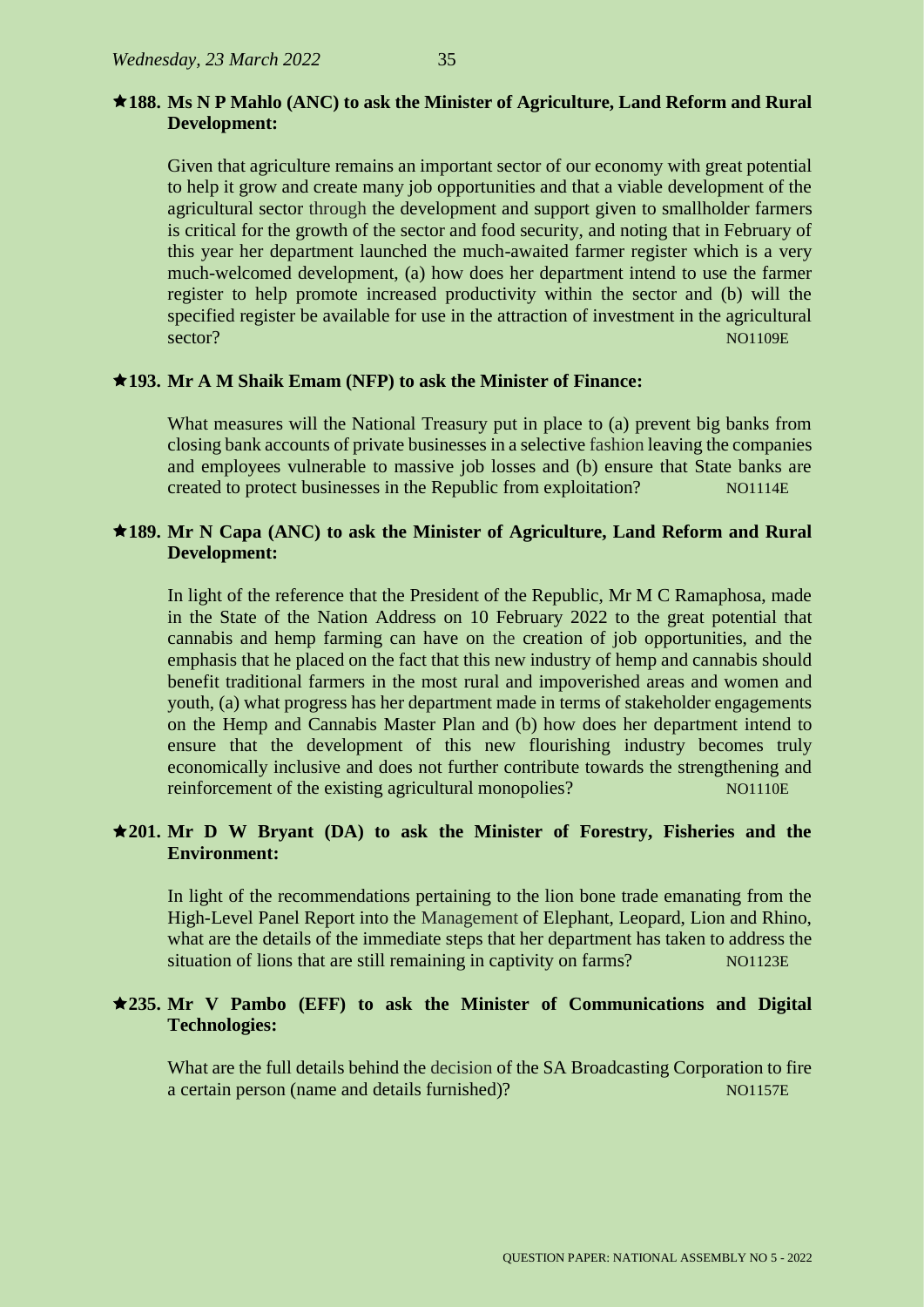**★188. Ms N P Mahlo (ANC) to ask the Minister of Agriculture, Land Reform and Rural Development:**

Given that agriculture remains an important sector of our economy with great potential to help it grow and create many job opportunities and that a viable development of the agricultural sector through the development and support given to smallholder farmers is critical for the growth of the sector and food security, and noting that in February of this year her department launched the much-awaited farmer register which is a very much-welcomed development, (a) how does her department intend to use the farmer register to help promote increased productivity within the sector and (b) will the specified register be available for use in the attraction of investment in the agricultural sector? NO1109E

**★193. Mr A M Shaik Emam (NFP) to ask the Minister of Finance:**

What measures will the National Treasury put in place to (a) prevent big banks from closing bank accounts of private businesses in a selective fashion leaving the companies and employees vulnerable to massive job losses and (b) ensure that State banks are created to protect businesses in the Republic from exploitation? NO1114E

**★189. Mr N Capa (ANC) to ask the Minister of Agriculture, Land Reform and Rural Development:**

In light of the reference that the President of the Republic, Mr M C Ramaphosa, made in the State of the Nation Address on 10 February 2022 to the great potential that cannabis and hemp farming can have on the creation of job opportunities, and the emphasis that he placed on the fact that this new industry of hemp and cannabis should benefit traditional farmers in the most rural and impoverished areas and women and youth, (a) what progress has her department made in terms of stakeholder engagements on the Hemp and Cannabis Master Plan and (b) how does her department intend to ensure that the development of this new flourishing industry becomes truly economically inclusive and does not further contribute towards the strengthening and reinforcement of the existing agricultural monopolies? NO1110E

**★201. Mr D W Bryant (DA) to ask the Minister of Forestry, Fisheries and the Environment:**

In light of the recommendations pertaining to the lion bone trade emanating from the High-Level Panel Report into the Management of Elephant, Leopard, Lion and Rhino, what are the details of the immediate steps that her department has taken to address the situation of lions that are still remaining in captivity on farms? NO1123E

**★235. Mr V Pambo (EFF) to ask the Minister of Communications and Digital Technologies:**

What are the full details behind the decision of the SA Broadcasting Corporation to fire a certain person (name and details furnished)? NO1157E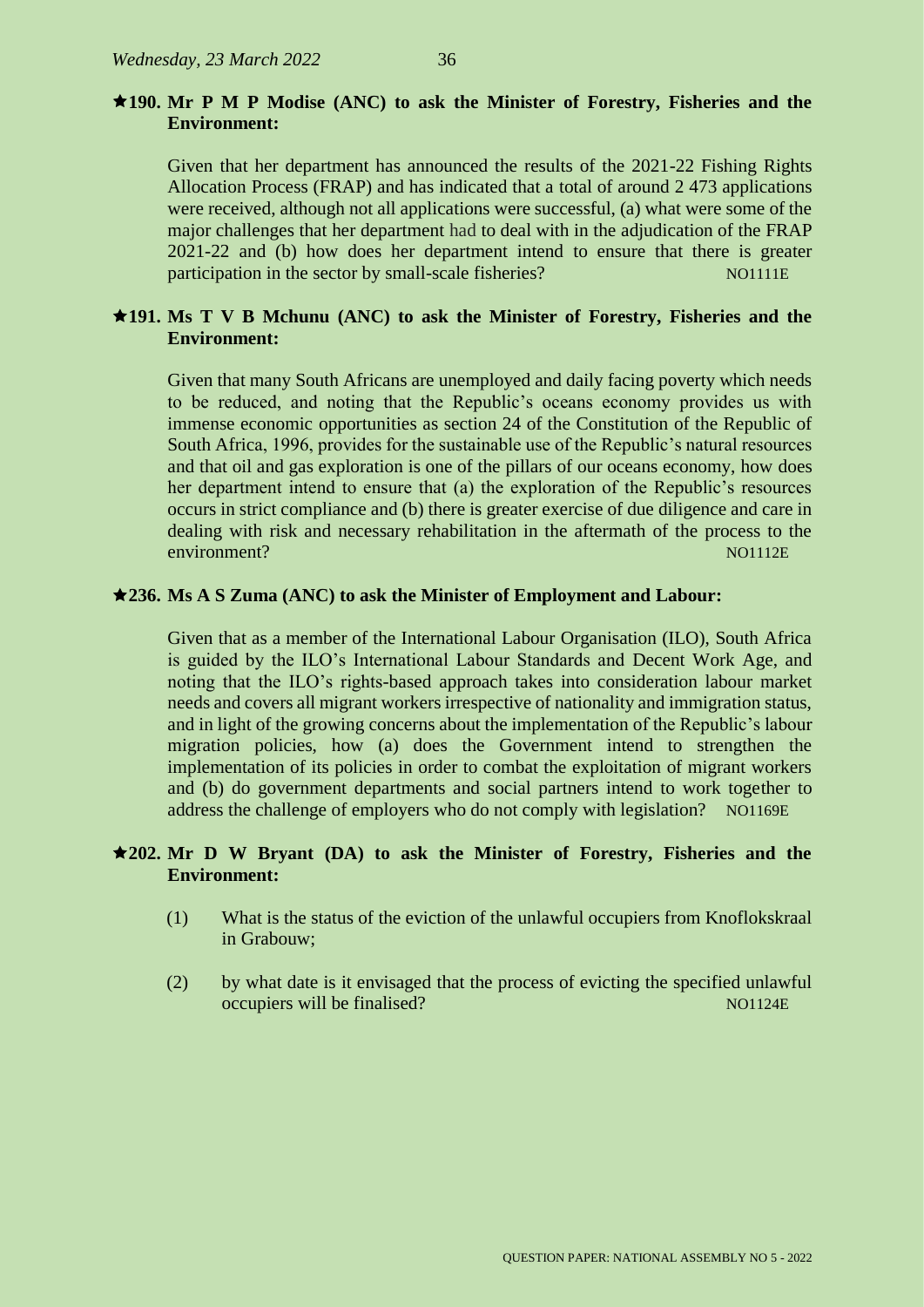★**190. Mr P M P Modise (ANC) to ask the Minister of Forestry, Fisheries and the Environment:**

Given that her department has announced the results of the 2021-22 Fishing Rights Allocation Process (FRAP) and has indicated that a total of around 2 473 applications were received, although not all applications were successful, (a) what were some of the major challenges that her department had to deal with in the adjudication of the FRAP 2021-22 and (b) how does her department intend to ensure that there is greater participation in the sector by small-scale fisheries? NO1111E

★**191. Ms T V B Mchunu (ANC) to ask the Minister of Forestry, Fisheries and the Environment:**

Given that many South Africans are unemployed and daily facing poverty which needs to be reduced, and noting that the Republic's oceans economy provides us with immense economic opportunities as section 24 of the Constitution of the Republic of South Africa, 1996, provides for the sustainable use of the Republic's natural resources and that oil and gas exploration is one of the pillars of our oceans economy, how does her department intend to ensure that (a) the exploration of the Republic's resources occurs in strict compliance and (b) there is greater exercise of due diligence and care in dealing with risk and necessary rehabilitation in the aftermath of the process to the environment? NO1112E

★**236. Ms A S Zuma (ANC) to ask the Minister of Employment and Labour:**

Given that as a member of the International Labour Organisation (ILO), South Africa is guided by the ILO's International Labour Standards and Decent Work Age, and noting that the ILO's rights-based approach takes into consideration labour market needs and covers all migrant workers irrespective of nationality and immigration status, and in light of the growing concerns about the implementation of the Republic's labour migration policies, how (a) does the Government intend to strengthen the implementation of its policies in order to combat the exploitation of migrant workers and (b) do government departments and social partners intend to work together to address the challenge of employers who do not comply with legislation? NO1169E

★**202. Mr D W Bryant (DA) to ask the Minister of Forestry, Fisheries and the Environment:**

(1) What is the status of the eviction of the unlawful occupiers from Knoflokskraal in Grabouw;

(2) by what date is it envisaged that the process of evicting the specified unlawful occupiers will be finalised? NO1124E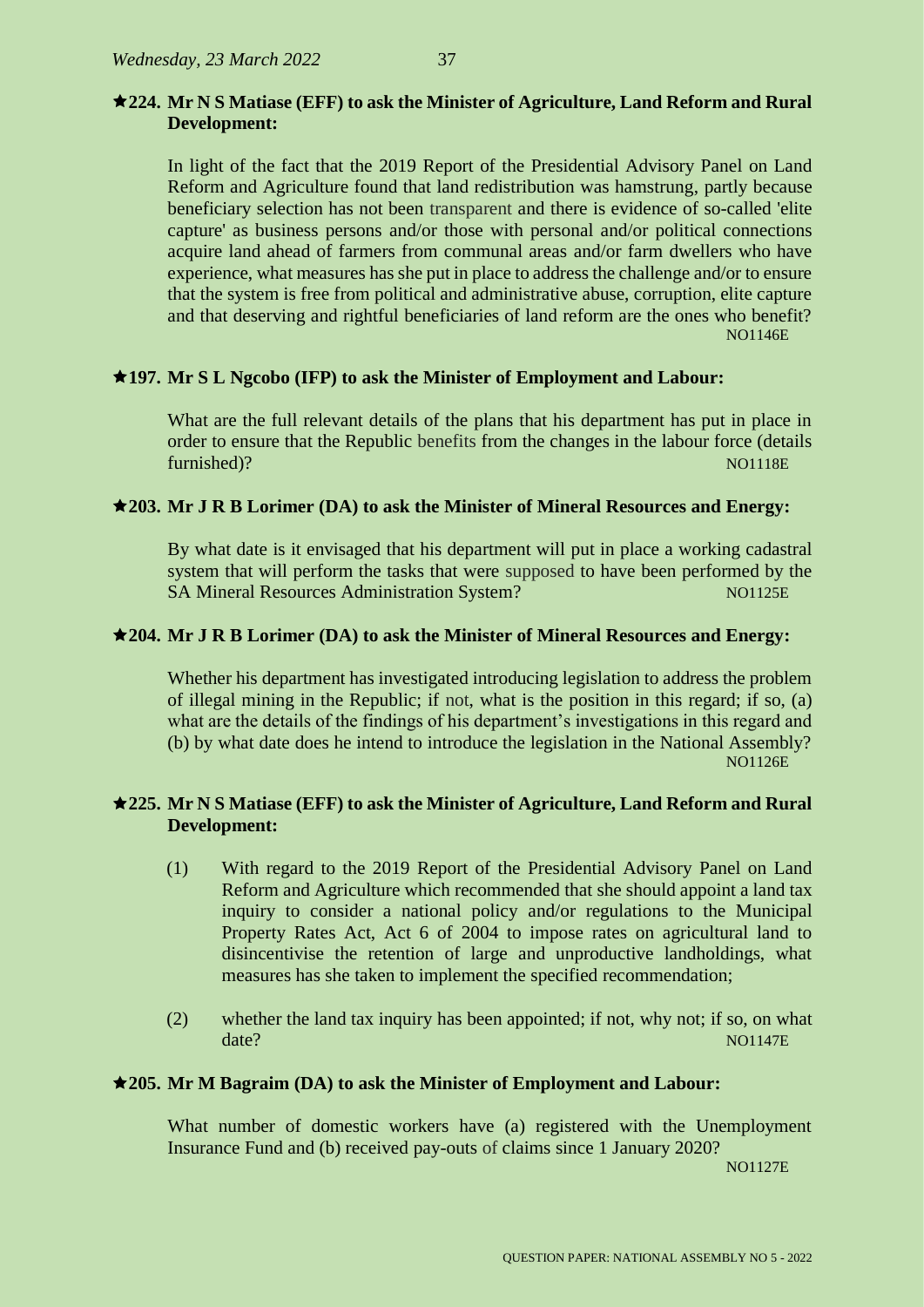**★224. Mr N S Matiase (EFF) to ask the Minister of Agriculture, Land Reform and Rural Development:**

In light of the fact that the 2019 Report of the Presidential Advisory Panel on Land Reform and Agriculture found that land redistribution was hamstrung, partly because beneficiary selection has not been transparent and there is evidence of so-called 'elite capture' as business persons and/or those with personal and/or political connections acquire land ahead of farmers from communal areas and/or farm dwellers who have experience, what measures has she put in place to address the challenge and/or to ensure that the system is free from political and administrative abuse, corruption, elite capture and that deserving and rightful beneficiaries of land reform are the ones who benefit?
NO1146E

**★197. Mr S L Ngcobo (IFP) to ask the Minister of Employment and Labour:**

What are the full relevant details of the plans that his department has put in place in order to ensure that the Republic benefits from the changes in the labour force (details furnished)?
NO1118E

**★203. Mr J R B Lorimer (DA) to ask the Minister of Mineral Resources and Energy:**

By what date is it envisaged that his department will put in place a working cadastral system that will perform the tasks that were supposed to have been performed by the SA Mineral Resources Administration System?
NO1125E

**★204. Mr J R B Lorimer (DA) to ask the Minister of Mineral Resources and Energy:**

Whether his department has investigated introducing legislation to address the problem of illegal mining in the Republic; if not, what is the position in this regard; if so, (a) what are the details of the findings of his department's investigations in this regard and (b) by what date does he intend to introduce the legislation in the National Assembly?
NO1126E

**★225. Mr N S Matiase (EFF) to ask the Minister of Agriculture, Land Reform and Rural Development:**

(1) With regard to the 2019 Report of the Presidential Advisory Panel on Land Reform and Agriculture which recommended that she should appoint a land tax inquiry to consider a national policy and/or regulations to the Municipal Property Rates Act, Act 6 of 2004 to impose rates on agricultural land to disincentivise the retention of large and unproductive landholdings, what measures has she taken to implement the specified recommendation;

(2) whether the land tax inquiry has been appointed; if not, why not; if so, on what date?
NO1147E

**★205. Mr M Bagraim (DA) to ask the Minister of Employment and Labour:**

What number of domestic workers have (a) registered with the Unemployment Insurance Fund and (b) received pay-outs of claims since 1 January 2020?
NO1127E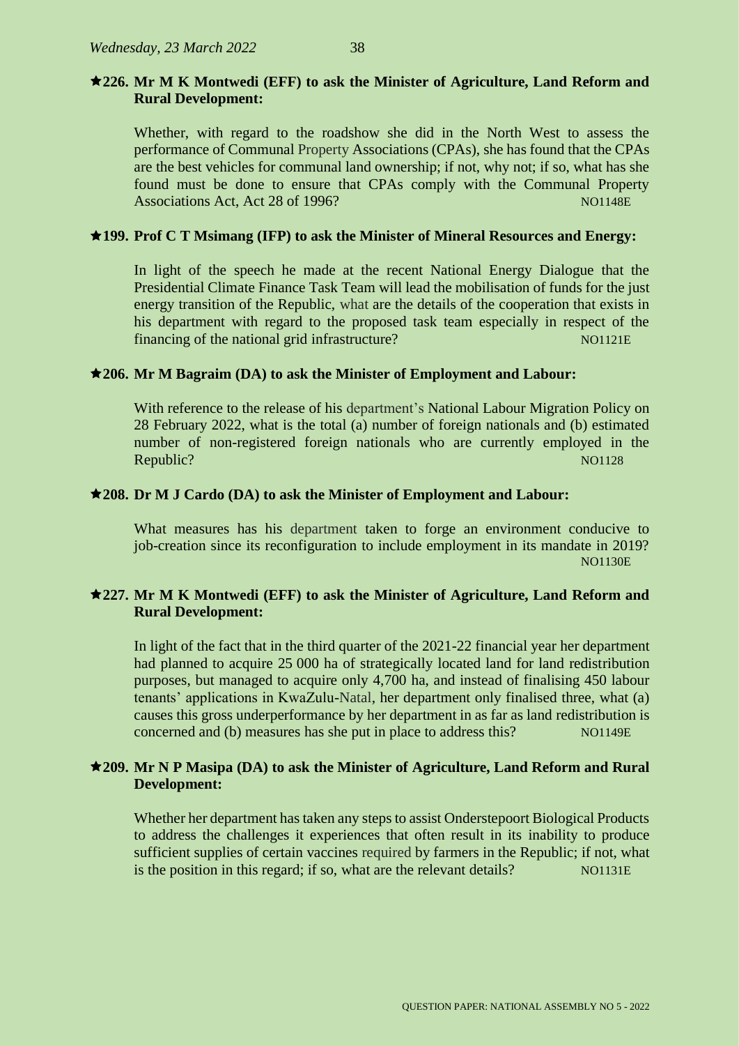**★226. Mr M K Montwedi (EFF) to ask the Minister of Agriculture, Land Reform and Rural Development:**

Whether, with regard to the roadshow she did in the North West to assess the performance of Communal Property Associations (CPAs), she has found that the CPAs are the best vehicles for communal land ownership; if not, why not; if so, what has she found must be done to ensure that CPAs comply with the Communal Property Associations Act, Act 28 of 1996? NO1148E

**★199. Prof C T Msimang (IFP) to ask the Minister of Mineral Resources and Energy:**

In light of the speech he made at the recent National Energy Dialogue that the Presidential Climate Finance Task Team will lead the mobilisation of funds for the just energy transition of the Republic, what are the details of the cooperation that exists in his department with regard to the proposed task team especially in respect of the financing of the national grid infrastructure? NO1121E

**★206. Mr M Bagraim (DA) to ask the Minister of Employment and Labour:**

With reference to the release of his department's National Labour Migration Policy on 28 February 2022, what is the total (a) number of foreign nationals and (b) estimated number of non-registered foreign nationals who are currently employed in the Republic? NO1128

**★208. Dr M J Cardo (DA) to ask the Minister of Employment and Labour:**

What measures has his department taken to forge an environment conducive to job-creation since its reconfiguration to include employment in its mandate in 2019? NO1130E

**★227. Mr M K Montwedi (EFF) to ask the Minister of Agriculture, Land Reform and Rural Development:**

In light of the fact that in the third quarter of the 2021-22 financial year her department had planned to acquire 25 000 ha of strategically located land for land redistribution purposes, but managed to acquire only 4,700 ha, and instead of finalising 450 labour tenants' applications in KwaZulu-Natal, her department only finalised three, what (a) causes this gross underperformance by her department in as far as land redistribution is concerned and (b) measures has she put in place to address this? NO1149E

**★209. Mr N P Masipa (DA) to ask the Minister of Agriculture, Land Reform and Rural Development:**

Whether her department has taken any steps to assist Onderstepoort Biological Products to address the challenges it experiences that often result in its inability to produce sufficient supplies of certain vaccines required by farmers in the Republic; if not, what is the position in this regard; if so, what are the relevant details? NO1131E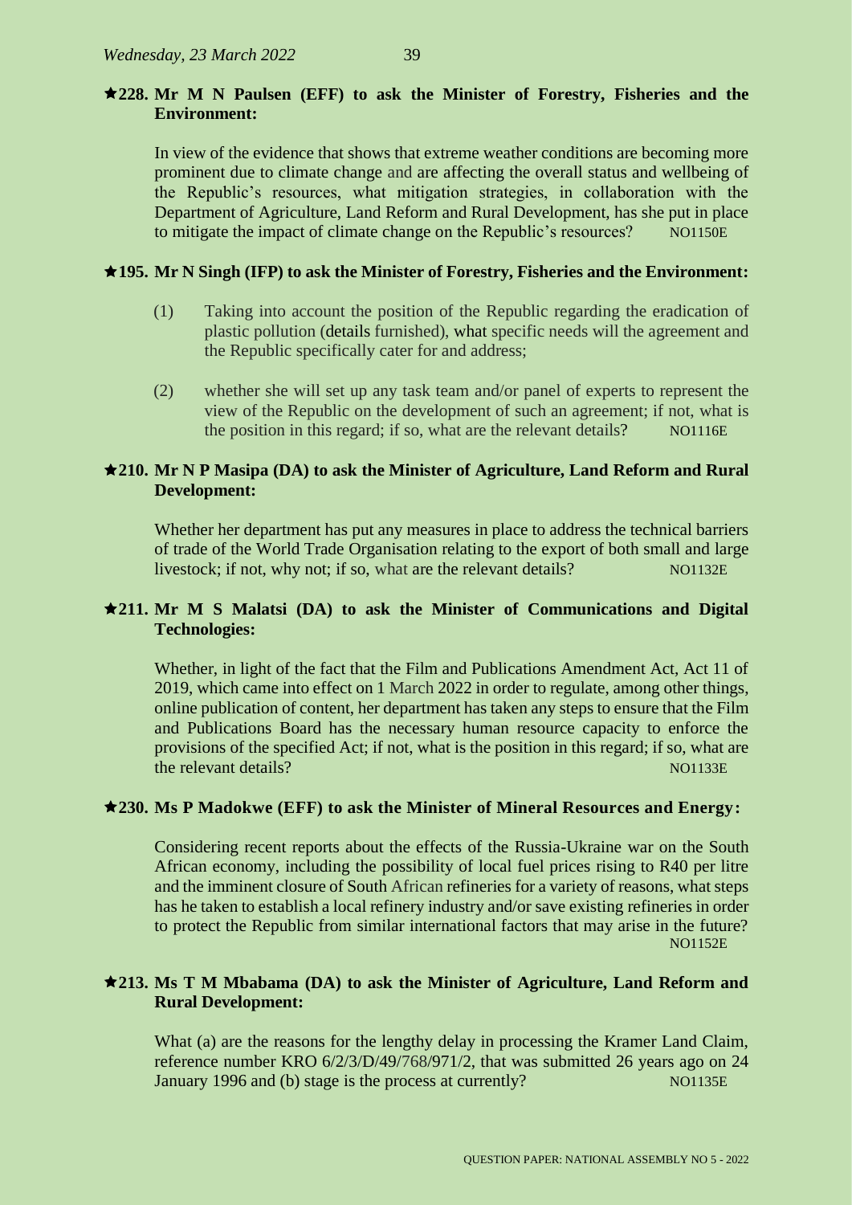**★228. Mr M N Paulsen (EFF) to ask the Minister of Forestry, Fisheries and the Environment:**

In view of the evidence that shows that extreme weather conditions are becoming more prominent due to climate change and are affecting the overall status and wellbeing of the Republic's resources, what mitigation strategies, in collaboration with the Department of Agriculture, Land Reform and Rural Development, has she put in place to mitigate the impact of climate change on the Republic's resources? NO1150E

**★195. Mr N Singh (IFP) to ask the Minister of Forestry, Fisheries and the Environment:**

(1) Taking into account the position of the Republic regarding the eradication of plastic pollution (details furnished), what specific needs will the agreement and the Republic specifically cater for and address;

(2) whether she will set up any task team and/or panel of experts to represent the view of the Republic on the development of such an agreement; if not, what is the position in this regard; if so, what are the relevant details? NO1116E

**★210. Mr N P Masipa (DA) to ask the Minister of Agriculture, Land Reform and Rural Development:**

Whether her department has put any measures in place to address the technical barriers of trade of the World Trade Organisation relating to the export of both small and large livestock; if not, why not; if so, what are the relevant details? NO1132E

**★211. Mr M S Malatsi (DA) to ask the Minister of Communications and Digital Technologies:**

Whether, in light of the fact that the Film and Publications Amendment Act, Act 11 of 2019, which came into effect on 1 March 2022 in order to regulate, among other things, online publication of content, her department has taken any steps to ensure that the Film and Publications Board has the necessary human resource capacity to enforce the provisions of the specified Act; if not, what is the position in this regard; if so, what are the relevant details? NO1133E

**★230. Ms P Madokwe (EFF) to ask the Minister of Mineral Resources and Energy:**

Considering recent reports about the effects of the Russia-Ukraine war on the South African economy, including the possibility of local fuel prices rising to R40 per litre and the imminent closure of South African refineries for a variety of reasons, what steps has he taken to establish a local refinery industry and/or save existing refineries in order to protect the Republic from similar international factors that may arise in the future? NO1152E

**★213. Ms T M Mbabama (DA) to ask the Minister of Agriculture, Land Reform and Rural Development:**

What (a) are the reasons for the lengthy delay in processing the Kramer Land Claim, reference number KRO 6/2/3/D/49/768/971/2, that was submitted 26 years ago on 24 January 1996 and (b) stage is the process at currently? NO1135E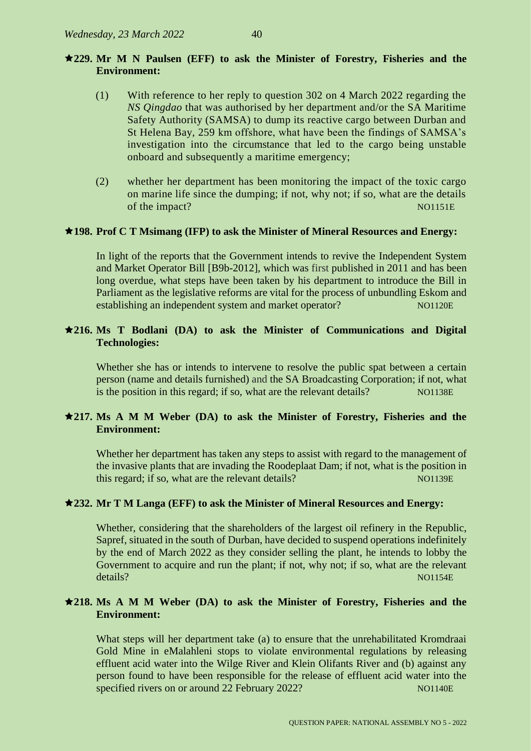**★229. Mr M N Paulsen (EFF) to ask the Minister of Forestry, Fisheries and the Environment:**

(1) With reference to her reply to question 302 on 4 March 2022 regarding the *NS Qingdao* that was authorised by her department and/or the SA Maritime Safety Authority (SAMSA) to dump its reactive cargo between Durban and St Helena Bay, 259 km offshore, what have been the findings of SAMSA's investigation into the circumstance that led to the cargo being unstable onboard and subsequently a maritime emergency;

(2) whether her department has been monitoring the impact of the toxic cargo on marine life since the dumping; if not, why not; if so, what are the details of the impact? NO1151E

**★198. Prof C T Msimang (IFP) to ask the Minister of Mineral Resources and Energy:**

In light of the reports that the Government intends to revive the Independent System and Market Operator Bill [B9b-2012], which was first published in 2011 and has been long overdue, what steps have been taken by his department to introduce the Bill in Parliament as the legislative reforms are vital for the process of unbundling Eskom and establishing an independent system and market operator? NO1120E

**★216. Ms T Bodlani (DA) to ask the Minister of Communications and Digital Technologies:**

Whether she has or intends to intervene to resolve the public spat between a certain person (name and details furnished) and the SA Broadcasting Corporation; if not, what is the position in this regard; if so, what are the relevant details? NO1138E

**★217. Ms A M M Weber (DA) to ask the Minister of Forestry, Fisheries and the Environment:**

Whether her department has taken any steps to assist with regard to the management of the invasive plants that are invading the Roodeplaat Dam; if not, what is the position in this regard; if so, what are the relevant details? NO1139E

**★232. Mr T M Langa (EFF) to ask the Minister of Mineral Resources and Energy:**

Whether, considering that the shareholders of the largest oil refinery in the Republic, Sapref, situated in the south of Durban, have decided to suspend operations indefinitely by the end of March 2022 as they consider selling the plant, he intends to lobby the Government to acquire and run the plant; if not, why not; if so, what are the relevant details? NO1154E

**★218. Ms A M M Weber (DA) to ask the Minister of Forestry, Fisheries and the Environment:**

What steps will her department take (a) to ensure that the unrehabilitated Kromdraai Gold Mine in eMalahleni stops to violate environmental regulations by releasing effluent acid water into the Wilge River and Klein Olifants River and (b) against any person found to have been responsible for the release of effluent acid water into the specified rivers on or around 22 February 2022? NO1140E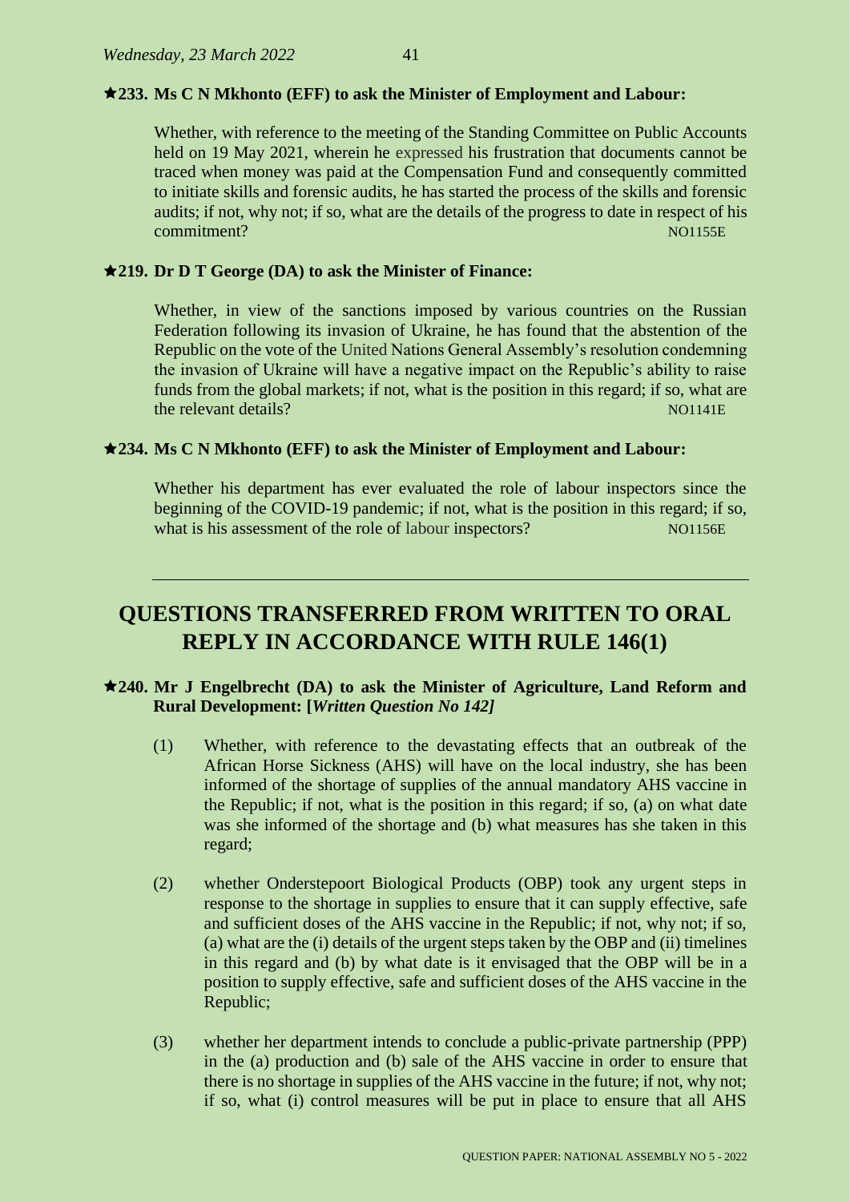**★233. Ms C N Mkhonto (EFF) to ask the Minister of Employment and Labour:**

Whether, with reference to the meeting of the Standing Committee on Public Accounts held on 19 May 2021, wherein he expressed his frustration that documents cannot be traced when money was paid at the Compensation Fund and consequently committed to initiate skills and forensic audits, he has started the process of the skills and forensic audits; if not, why not; if so, what are the details of the progress to date in respect of his commitment? NO1155E

**★219. Dr D T George (DA) to ask the Minister of Finance:**

Whether, in view of the sanctions imposed by various countries on the Russian Federation following its invasion of Ukraine, he has found that the abstention of the Republic on the vote of the United Nations General Assembly's resolution condemning the invasion of Ukraine will have a negative impact on the Republic's ability to raise funds from the global markets; if not, what is the position in this regard; if so, what are the relevant details? NO1141E

**★234. Ms C N Mkhonto (EFF) to ask the Minister of Employment and Labour:**

Whether his department has ever evaluated the role of labour inspectors since the beginning of the COVID-19 pandemic; if not, what is the position in this regard; if so, what is his assessment of the role of labour inspectors? NO1156E

---

## QUESTIONS TRANSFERRED FROM WRITTEN TO ORAL REPLY IN ACCORDANCE WITH RULE 146(1)

**★240. Mr J Engelbrecht (DA) to ask the Minister of Agriculture, Land Reform and Rural Development: [*Written Question No 142*]**

(1) Whether, with reference to the devastating effects that an outbreak of the African Horse Sickness (AHS) will have on the local industry, she has been informed of the shortage of supplies of the annual mandatory AHS vaccine in the Republic; if not, what is the position in this regard; if so, (a) on what date was she informed of the shortage and (b) what measures has she taken in this regard;

(2) whether Onderstepoort Biological Products (OBP) took any urgent steps in response to the shortage in supplies to ensure that it can supply effective, safe and sufficient doses of the AHS vaccine in the Republic; if not, why not; if so, (a) what are the (i) details of the urgent steps taken by the OBP and (ii) timelines in this regard and (b) by what date is it envisaged that the OBP will be in a position to supply effective, safe and sufficient doses of the AHS vaccine in the Republic;

(3) whether her department intends to conclude a public-private partnership (PPP) in the (a) production and (b) sale of the AHS vaccine in order to ensure that there is no shortage in supplies of the AHS vaccine in the future; if not, why not; if so, what (i) control measures will be put in place to ensure that all AHS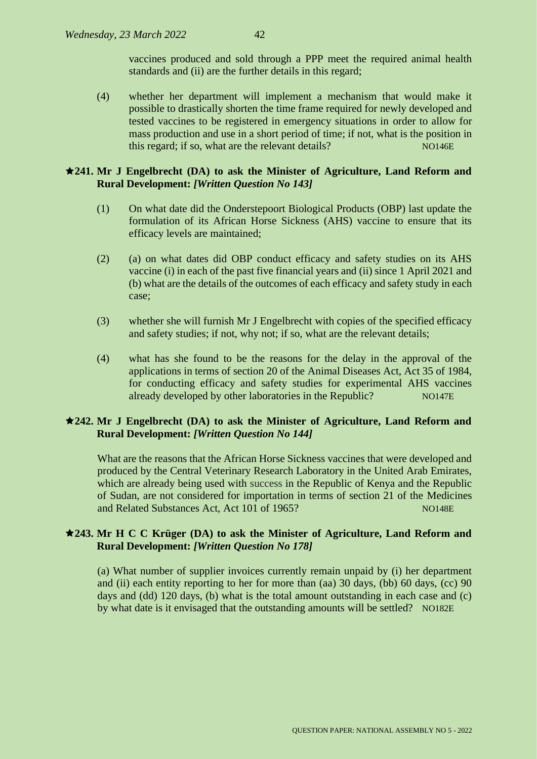vaccines produced and sold through a PPP meet the required animal health standards and (ii) are the further details in this regard;

(4) whether her department will implement a mechanism that would make it possible to drastically shorten the time frame required for newly developed and tested vaccines to be registered in emergency situations in order to allow for mass production and use in a short period of time; if not, what is the position in this regard; if so, what are the relevant details? NO146E

**★241. Mr J Engelbrecht (DA) to ask the Minister of Agriculture, Land Reform and Rural Development:** ***[Written Question No 143]***

(1) On what date did the Onderstepoort Biological Products (OBP) last update the formulation of its African Horse Sickness (AHS) vaccine to ensure that its efficacy levels are maintained;

(2) (a) on what dates did OBP conduct efficacy and safety studies on its AHS vaccine (i) in each of the past five financial years and (ii) since 1 April 2021 and (b) what are the details of the outcomes of each efficacy and safety study in each case;

(3) whether she will furnish Mr J Engelbrecht with copies of the specified efficacy and safety studies; if not, why not; if so, what are the relevant details;

(4) what has she found to be the reasons for the delay in the approval of the applications in terms of section 20 of the Animal Diseases Act, Act 35 of 1984, for conducting efficacy and safety studies for experimental AHS vaccines already developed by other laboratories in the Republic? NO147E

**★242. Mr J Engelbrecht (DA) to ask the Minister of Agriculture, Land Reform and Rural Development:** ***[Written Question No 144]***

What are the reasons that the African Horse Sickness vaccines that were developed and produced by the Central Veterinary Research Laboratory in the United Arab Emirates, which are already being used with success in the Republic of Kenya and the Republic of Sudan, are not considered for importation in terms of section 21 of the Medicines and Related Substances Act, Act 101 of 1965? NO148E

**★243. Mr H C C Krüger (DA) to ask the Minister of Agriculture, Land Reform and Rural Development:** ***[Written Question No 178]***

(a) What number of supplier invoices currently remain unpaid by (i) her department and (ii) each entity reporting to her for more than (aa) 30 days, (bb) 60 days, (cc) 90 days and (dd) 120 days, (b) what is the total amount outstanding in each case and (c) by what date is it envisaged that the outstanding amounts will be settled? NO182E